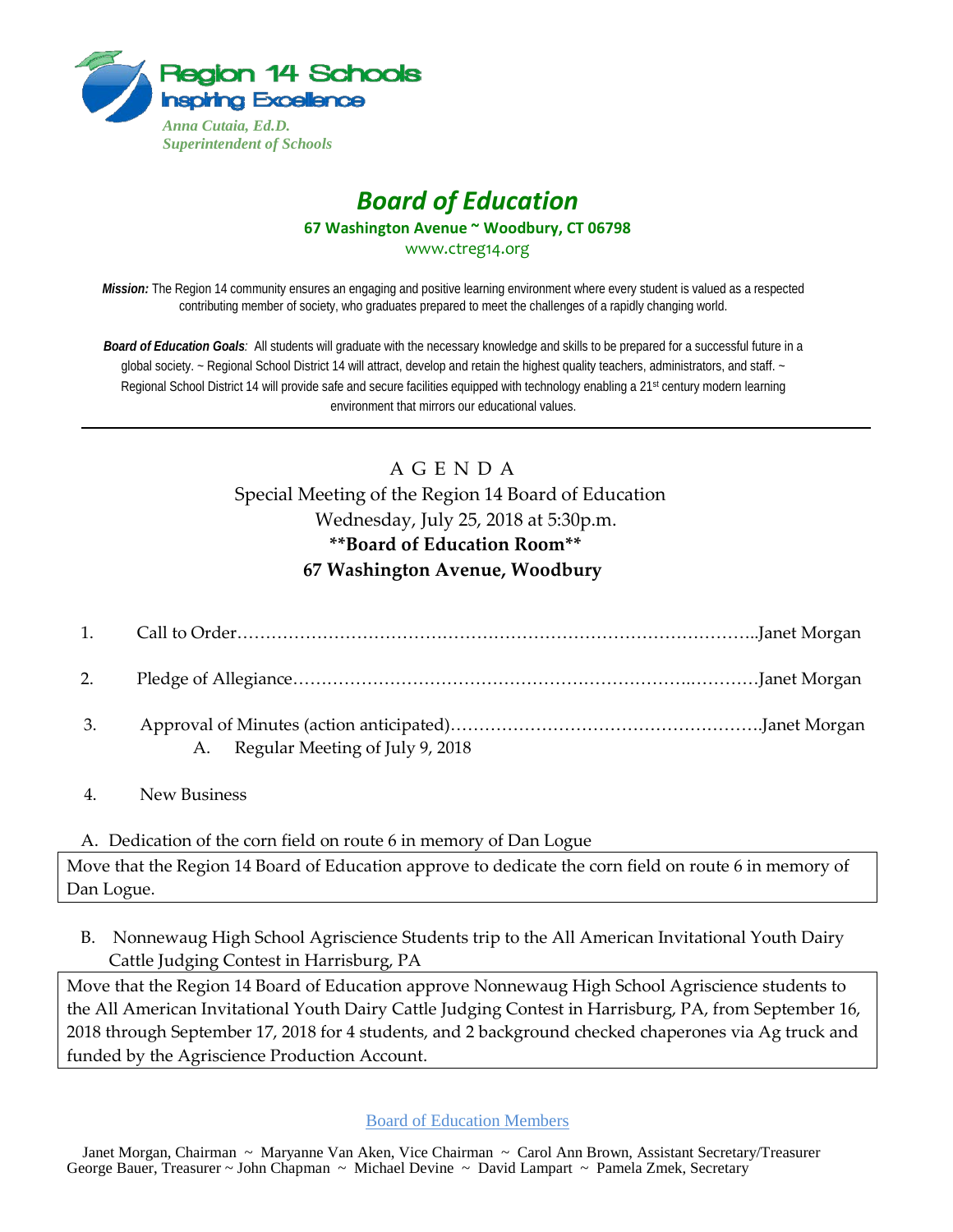Region 14 Schools
Inspiring Excellence

*Anna Cutaia, Ed.D.*
*Superintendent of Schools*

# *Board of Education*

**67 Washington Avenue ~ Woodbury, CT 06798**

www.ctreg14.org

***Mission:*** The Region 14 community ensures an engaging and positive learning environment where every student is valued as a respected contributing member of society, who graduates prepared to meet the challenges of a rapidly changing world.

***Board of Education Goals**:* All students will graduate with the necessary knowledge and skills to be prepared for a successful future in a global society. ~ Regional School District 14 will attract, develop and retain the highest quality teachers, administrators, and staff. ~ Regional School District 14 will provide safe and secure facilities equipped with technology enabling a 21st century modern learning environment that mirrors our educational values.

---

## A G E N D A

Special Meeting of the Region 14 Board of Education
Wednesday, July 25, 2018 at 5:30p.m.
**\*\*Board of Education Room\*\***
**67 Washington Avenue, Woodbury**

1. Call to Order……………………………………………………………………………..Janet Morgan

2. Pledge of Allegiance…………………………………………………………..…………Janet Morgan

3. Approval of Minutes (action anticipated)……………………………………………….Janet Morgan
   A. Regular Meeting of July 9, 2018

4. New Business

   A. Dedication of the corn field on route 6 in memory of Dan Logue

   > Move that the Region 14 Board of Education approve to dedicate the corn field on route 6 in memory of Dan Logue.

   B. Nonnewaug High School Agriscience Students trip to the All American Invitational Youth Dairy Cattle Judging Contest in Harrisburg, PA

   > Move that the Region 14 Board of Education approve Nonnewaug High School Agriscience students to the All American Invitational Youth Dairy Cattle Judging Contest in Harrisburg, PA, from September 16, 2018 through September 17, 2018 for 4 students, and 2 background checked chaperones via Ag truck and funded by the Agriscience Production Account.

Board of Education Members

Janet Morgan, Chairman ~ Maryanne Van Aken, Vice Chairman ~ Carol Ann Brown, Assistant Secretary/Treasurer
George Bauer, Treasurer ~ John Chapman ~ Michael Devine ~ David Lampart ~ Pamela Zmek, Secretary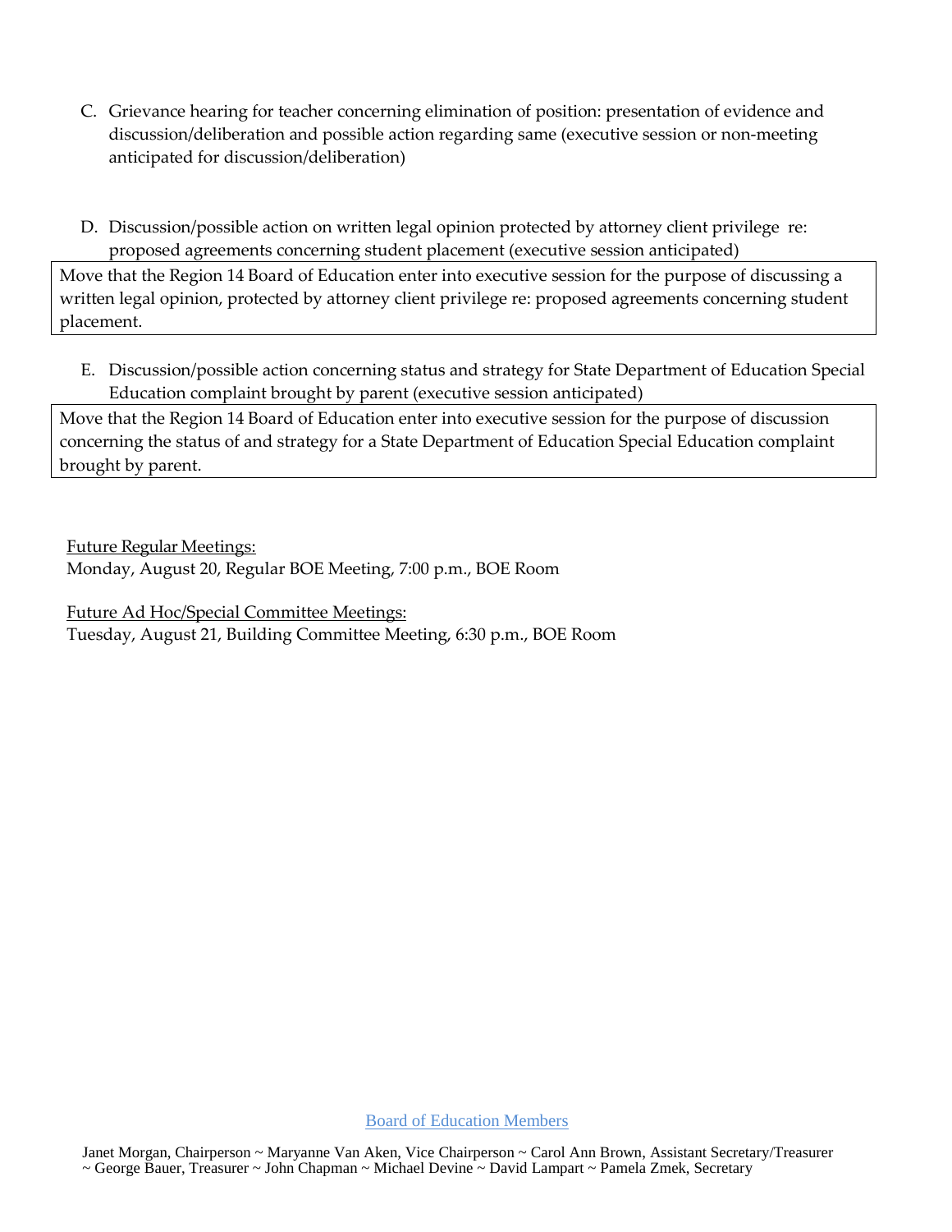C. Grievance hearing for teacher concerning elimination of position: presentation of evidence and discussion/deliberation and possible action regarding same (executive session or non-meeting anticipated for discussion/deliberation)

D. Discussion/possible action on written legal opinion protected by attorney client privilege re: proposed agreements concerning student placement (executive session anticipated)

> Move that the Region 14 Board of Education enter into executive session for the purpose of discussing a written legal opinion, protected by attorney client privilege re: proposed agreements concerning student placement.

E. Discussion/possible action concerning status and strategy for State Department of Education Special Education complaint brought by parent (executive session anticipated)

> Move that the Region 14 Board of Education enter into executive session for the purpose of discussion concerning the status of and strategy for a State Department of Education Special Education complaint brought by parent.

Future Regular Meetings:
Monday, August 20, Regular BOE Meeting, 7:00 p.m., BOE Room

Future Ad Hoc/Special Committee Meetings:
Tuesday, August 21, Building Committee Meeting, 6:30 p.m., BOE Room

Board of Education Members

Janet Morgan, Chairperson ~ Maryanne Van Aken, Vice Chairperson ~ Carol Ann Brown, Assistant Secretary/Treasurer ~ George Bauer, Treasurer ~ John Chapman ~ Michael Devine ~ David Lampart ~ Pamela Zmek, Secretary